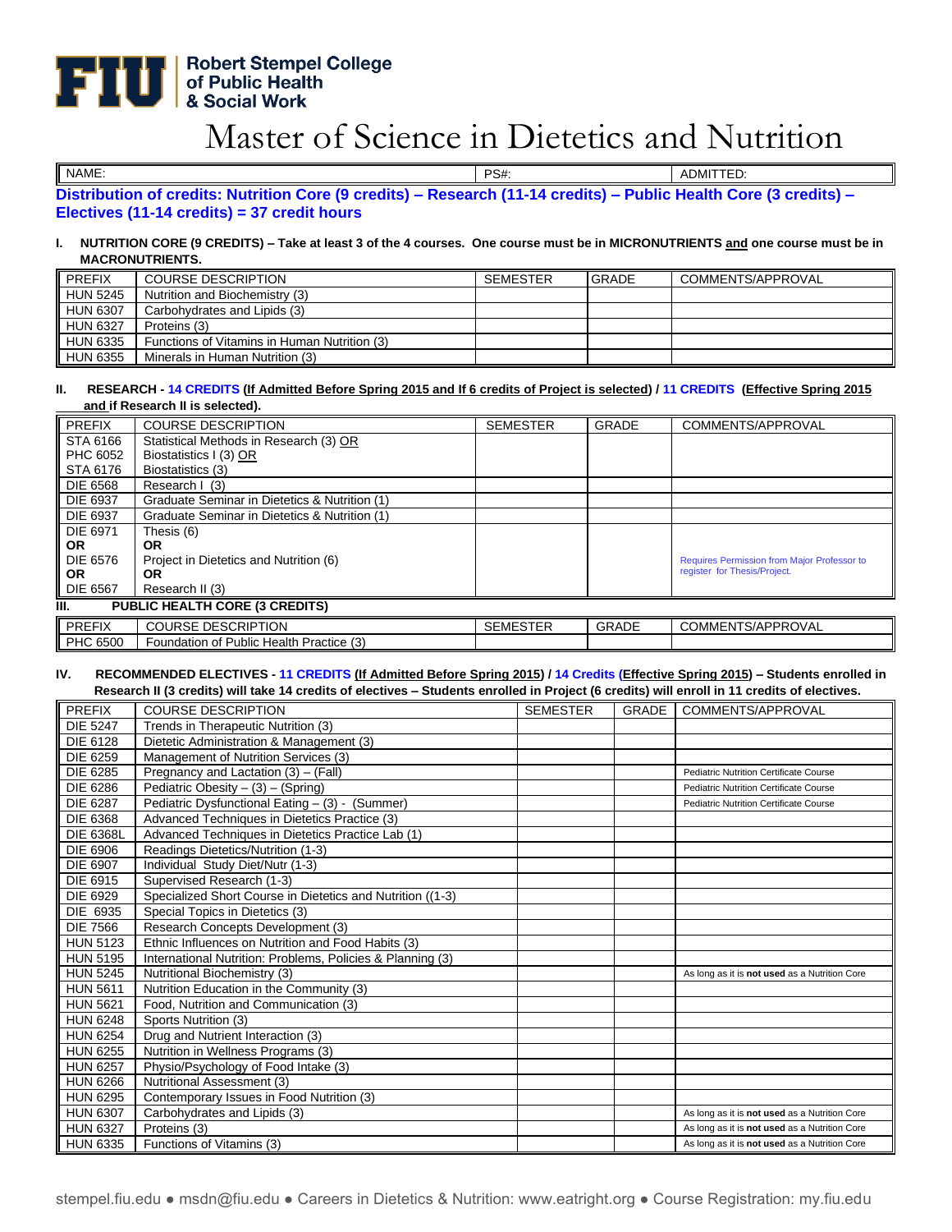Robert Stempel College of Public Health & Social Work

# Master of Science in Dietetics and Nutrition

| NAME: | PS#: | ADMITTED: |
|---|---|---|

**Distribution of credits: Nutrition Core (9 credits) – Research (11-14 credits) – Public Health Core (3 credits) – Electives (11-14 credits) = 37 credit hours**

**I. NUTRITION CORE (9 CREDITS) – Take at least 3 of the 4 courses. One course must be in MICRONUTRIENTS and one course must be in MACRONUTRIENTS.**

| PREFIX | COURSE DESCRIPTION | SEMESTER | GRADE | COMMENTS/APPROVAL |
|---|---|---|---|---|
| HUN 5245 | Nutrition and Biochemistry (3) | | | |
| HUN 6307 | Carbohydrates and Lipids (3) | | | |
| HUN 6327 | Proteins (3) | | | |
| HUN 6335 | Functions of Vitamins in Human Nutrition (3) | | | |
| HUN 6355 | Minerals in Human Nutrition (3) | | | |

**II. RESEARCH - 14 CREDITS (If Admitted Before Spring 2015 and If 6 credits of Project is selected) / 11 CREDITS (Effective Spring 2015 and if Research II is selected).**

| PREFIX | COURSE DESCRIPTION | SEMESTER | GRADE | COMMENTS/APPROVAL |
|---|---|---|---|---|
| STA 6166<br>PHC 6052<br>STA 6176 | Statistical Methods in Research (3) OR<br>Biostatistics I (3) OR<br>Biostatistics (3) | | | |
| DIE 6568 | Research I (3) | | | |
| DIE 6937 | Graduate Seminar in Dietetics & Nutrition (1) | | | |
| DIE 6937 | Graduate Seminar in Dietetics & Nutrition (1) | | | |
| DIE 6971<br>**OR**<br>DIE 6576<br>**OR**<br>DIE 6567 | Thesis (6)<br>**OR**<br>Project in Dietetics and Nutrition (6)<br>**OR**<br>Research II (3) | | | Requires Permission from Major Professor to register for Thesis/Project. |

**III. PUBLIC HEALTH CORE (3 CREDITS)**

| PREFIX | COURSE DESCRIPTION | SEMESTER | GRADE | COMMENTS/APPROVAL |
|---|---|---|---|---|
| PHC 6500 | Foundation of Public Health Practice (3) | | | |

**IV. RECOMMENDED ELECTIVES - 11 CREDITS (If Admitted Before Spring 2015) / 14 Credits (Effective Spring 2015) – Students enrolled in Research II (3 credits) will take 14 credits of electives – Students enrolled in Project (6 credits) will enroll in 11 credits of electives.**

| PREFIX | COURSE DESCRIPTION | SEMESTER | GRADE | COMMENTS/APPROVAL |
|---|---|---|---|---|
| DIE 5247 | Trends in Therapeutic Nutrition (3) | | | |
| DIE 6128 | Dietetic Administration & Management (3) | | | |
| DIE 6259 | Management of Nutrition Services (3) | | | |
| DIE 6285 | Pregnancy and Lactation (3) – (Fall) | | | Pediatric Nutrition Certificate Course |
| DIE 6286 | Pediatric Obesity – (3) – (Spring) | | | Pediatric Nutrition Certificate Course |
| DIE 6287 | Pediatric Dysfunctional Eating – (3) - (Summer) | | | Pediatric Nutrition Certificate Course |
| DIE 6368 | Advanced Techniques in Dietetics Practice (3) | | | |
| DIE 6368L | Advanced Techniques in Dietetics Practice Lab (1) | | | |
| DIE 6906 | Readings Dietetics/Nutrition (1-3) | | | |
| DIE 6907 | Individual Study Diet/Nutr (1-3) | | | |
| DIE 6915 | Supervised Research (1-3) | | | |
| DIE 6929 | Specialized Short Course in Dietetics and Nutrition ((1-3) | | | |
| DIE 6935 | Special Topics in Dietetics (3) | | | |
| DIE 7566 | Research Concepts Development (3) | | | |
| HUN 5123 | Ethnic Influences on Nutrition and Food Habits (3) | | | |
| HUN 5195 | International Nutrition: Problems, Policies & Planning (3) | | | |
| HUN 5245 | Nutritional Biochemistry (3) | | | As long as it is **not used** as a Nutrition Core |
| HUN 5611 | Nutrition Education in the Community (3) | | | |
| HUN 5621 | Food, Nutrition and Communication (3) | | | |
| HUN 6248 | Sports Nutrition (3) | | | |
| HUN 6254 | Drug and Nutrient Interaction (3) | | | |
| HUN 6255 | Nutrition in Wellness Programs (3) | | | |
| HUN 6257 | Physio/Psychology of Food Intake (3) | | | |
| HUN 6266 | Nutritional Assessment (3) | | | |
| HUN 6295 | Contemporary Issues in Food Nutrition (3) | | | |
| HUN 6307 | Carbohydrates and Lipids (3) | | | As long as it is **not used** as a Nutrition Core |
| HUN 6327 | Proteins (3) | | | As long as it is **not used** as a Nutrition Core |
| HUN 6335 | Functions of Vitamins (3) | | | As long as it is **not used** as a Nutrition Core |

stempel.fiu.edu ● msdn@fiu.edu ● Careers in Dietetics & Nutrition: www.eatright.org ● Course Registration: my.fiu.edu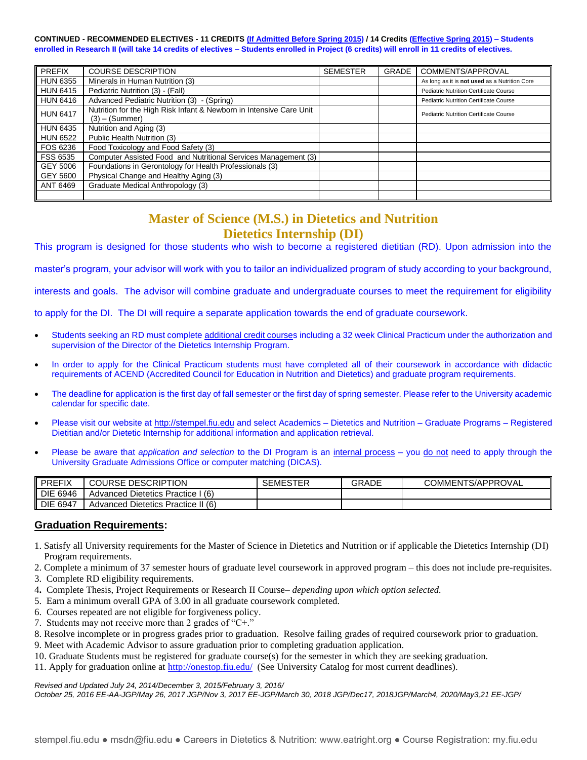**CONTINUED - RECOMMENDED ELECTIVES - 11 CREDITS (If Admitted Before Spring 2015) / 14 Credits (Effective Spring 2015) – Students enrolled in Research II (will take 14 credits of electives – Students enrolled in Project (6 credits) will enroll in 11 credits of electives.**

| PREFIX | COURSE DESCRIPTION | SEMESTER | GRADE | COMMENTS/APPROVAL |
|---|---|---|---|---|
| HUN 6355 | Minerals in Human Nutrition (3) | | | As long as it is **not used** as a Nutrition Core |
| HUN 6415 | Pediatric Nutrition (3) - (Fall) | | | Pediatric Nutrition Certificate Course |
| HUN 6416 | Advanced Pediatric Nutrition (3) - (Spring) | | | Pediatric Nutrition Certificate Course |
| HUN 6417 | Nutrition for the High Risk Infant & Newborn in Intensive Care Unit (3) – (Summer) | | | Pediatric Nutrition Certificate Course |
| HUN 6435 | Nutrition and Aging (3) | | | |
| HUN 6522 | Public Health Nutrition (3) | | | |
| FOS 6236 | Food Toxicology and Food Safety (3) | | | |
| FSS 6535 | Computer Assisted Food and Nutritional Services Management (3) | | | |
| GEY 5006 | Foundations in Gerontology for Health Professionals (3) | | | |
| GEY 5600 | Physical Change and Healthy Aging (3) | | | |
| ANT 6469 | Graduate Medical Anthropology (3) | | | |
| | | | | |

# Master of Science (M.S.) in Dietetics and Nutrition
## Dietetics Internship (DI)

This program is designed for those students who wish to become a registered dietitian (RD). Upon admission into the master's program, your advisor will work with you to tailor an individualized program of study according to your background, interests and goals. The advisor will combine graduate and undergraduate courses to meet the requirement for eligibility to apply for the DI. The DI will require a separate application towards the end of graduate coursework.

- Students seeking an RD must complete additional credit courses including a 32 week Clinical Practicum under the authorization and supervision of the Director of the Dietetics Internship Program.
- In order to apply for the Clinical Practicum students must have completed all of their coursework in accordance with didactic requirements of ACEND (Accredited Council for Education in Nutrition and Dietetics) and graduate program requirements.
- The deadline for application is the first day of fall semester or the first day of spring semester. Please refer to the University academic calendar for specific date.
- Please visit our website at http://stempel.fiu.edu and select Academics – Dietetics and Nutrition – Graduate Programs – Registered Dietitian and/or Dietetic Internship for additional information and application retrieval.
- Please be aware that *application and selection* to the DI Program is an internal process – you do not need to apply through the University Graduate Admissions Office or computer matching (DICAS).

| PREFIX | COURSE DESCRIPTION | SEMESTER | GRADE | COMMENTS/APPROVAL |
|---|---|---|---|---|
| DIE 6946 | Advanced Dietetics Practice I (6) | | | |
| DIE 6947 | Advanced Dietetics Practice II (6) | | | |

## Graduation Requirements:

1. Satisfy all University requirements for the Master of Science in Dietetics and Nutrition or if applicable the Dietetics Internship (DI) Program requirements.
2. Complete a minimum of 37 semester hours of graduate level coursework in approved program – this does not include pre-requisites.
3. Complete RD eligibility requirements.
4. Complete Thesis, Project Requirements or Research II Course– *depending upon which option selected.*
5. Earn a minimum overall GPA of 3.00 in all graduate coursework completed.
6. Courses repeated are not eligible for forgiveness policy.
7. Students may not receive more than 2 grades of "C+."
8. Resolve incomplete or in progress grades prior to graduation. Resolve failing grades of required coursework prior to graduation.
9. Meet with Academic Advisor to assure graduation prior to completing graduation application.
10. Graduate Students must be registered for graduate course(s) for the semester in which they are seeking graduation.
11. Apply for graduation online at http://onestop.fiu.edu/ (See University Catalog for most current deadlines).

*Revised and Updated July 24, 2014/December 3, 2015/February 3, 2016/*
*October 25, 2016 EE-AA-JGP/May 26, 2017 JGP/Nov 3, 2017 EE-JGP/March 30, 2018 JGP/Dec17, 2018JGP/March4, 2020/May3,21 EE-JGP/*

stempel.fiu.edu ● msdn@fiu.edu ● Careers in Dietetics & Nutrition: www.eatright.org ● Course Registration: my.fiu.edu